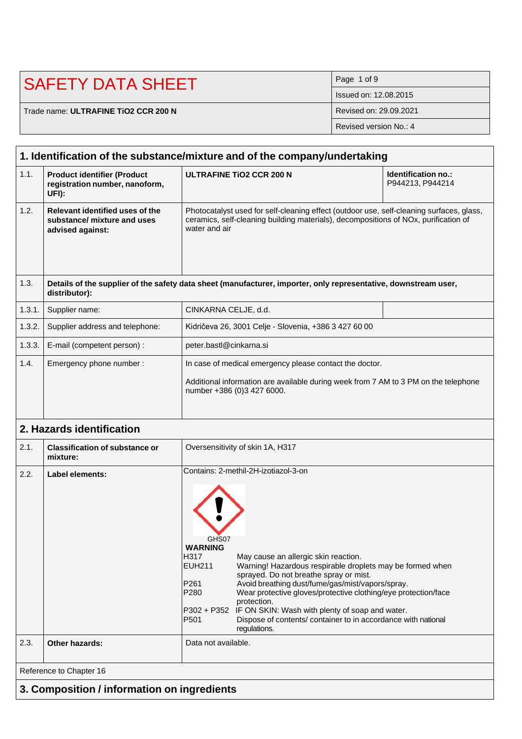# SAFETY DATA SHEET

| | |
|---|---|
| Trade name: **ULTRAFINE TiO2 CCR 200 N** | Issued on: 12.08.2015 |
| | Revised on: 29.09.2021 |
| | Revised version No.: 4 |

## 1. Identification of the substance/mixture and of the company/undertaking

| | | | |
|---|---|---|---|
| 1.1. | **Product identifier (Product registration number, nanoform, UFI):** | **ULTRAFINE TiO2 CCR 200 N** | **Identification no.:** P944213, P944214 |
| 1.2. | **Relevant identified uses of the substance/ mixture and uses advised against:** | Photocatalyst used for self-cleaning effect (outdoor use, self-cleaning surfaces, glass, ceramics, self-cleaning building materials), decompositions of NOx, purification of water and air | |
| 1.3. | **Details of the supplier of the safety data sheet (manufacturer, importer, only representative, downstream user, distributor):** | | |
| 1.3.1. | Supplier name: | CINKARNA CELJE, d.d. | |
| 1.3.2. | Supplier address and telephone: | Kidričeva 26, 3001 Celje - Slovenia, +386 3 427 60 00 | |
| 1.3.3. | E-mail (competent person) : | peter.bastl@cinkarna.si | |
| 1.4. | Emergency phone number : | In case of medical emergency please contact the doctor.<br><br>Additional information are available during week from 7 AM to 3 PM on the telephone number +386 (0)3 427 6000. | |

## 2. Hazards identification

| | | |
|---|---|---|
| 2.1. | **Classification of substance or mixture:** | Oversensitivity of skin 1A, H317 |
| 2.2. | **Label elements:** | Contains: 2-methil-2H-izotiazol-3-on<br><br>GHS07<br>**WARNING**<br>H317 May cause an allergic skin reaction.<br>EUH211 Warning! Hazardous respirable droplets may be formed when sprayed. Do not breathe spray or mist.<br>P261 Avoid breathing dust/fume/gas/mist/vapors/spray.<br>P280 Wear protective gloves/protective clothing/eye protection/face protection.<br>P302 + P352 IF ON SKIN: Wash with plenty of soap and water.<br>P501 Dispose of contents/ container to in accordance with national regulations. |
| 2.3. | **Other hazards:** | Data not available. |

Reference to Chapter 16

## 3. Composition / information on ingredients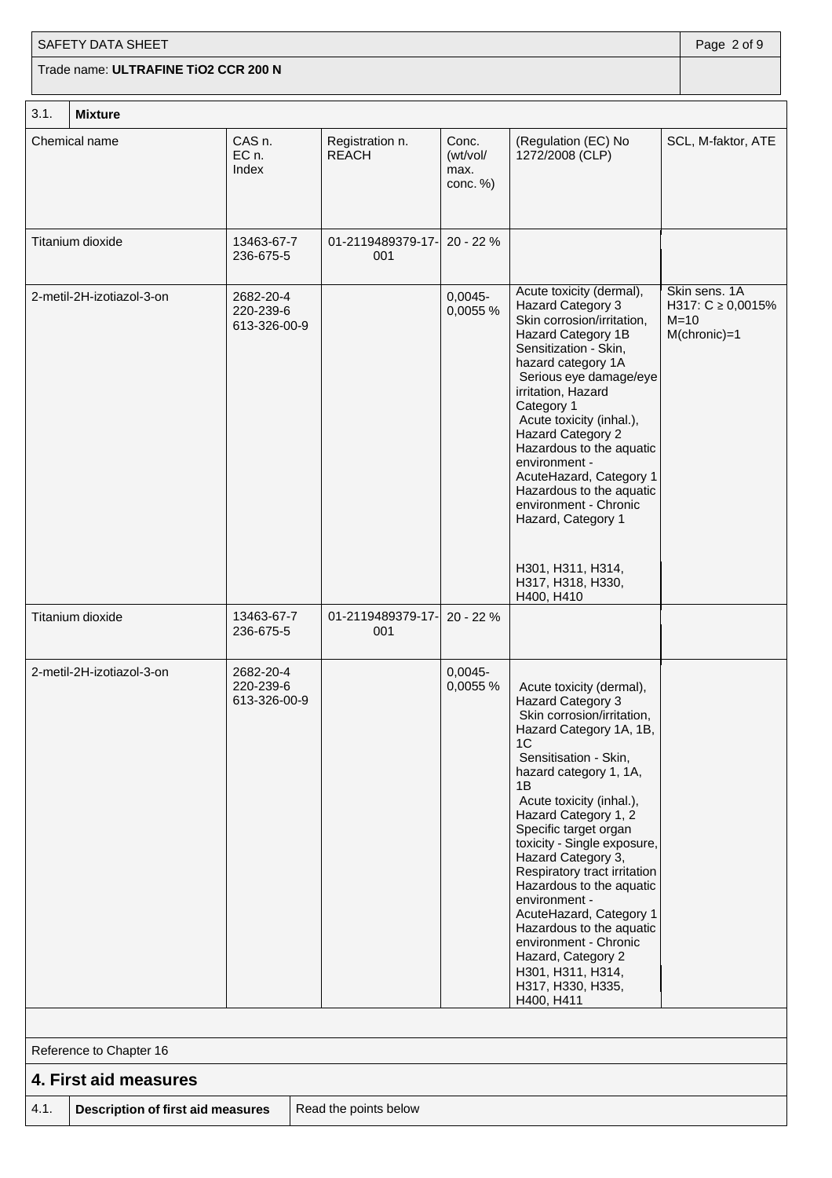| 3.1. | **Mixture** | | | | |
|---|---|---|---|---|---|
| Chemical name | CAS n.<br>EC n.<br>Index | Registration n. REACH | Conc. (wt/vol/ max. conc. %) | (Regulation (EC) No 1272/2008 (CLP) | SCL, M-faktor, ATE |
| Titanium dioxide | 13463-67-7<br>236-675-5 | 01-2119489379-17-001 | 20 - 22 % | | |
| 2-metil-2H-izotiazol-3-on | 2682-20-4<br>220-239-6<br>613-326-00-9 | | 0,0045-0,0055 % | Acute toxicity (dermal), Hazard Category 3<br>Skin corrosion/irritation, Hazard Category 1B<br>Sensitization - Skin, hazard category 1A<br>Serious eye damage/eye irritation, Hazard Category 1<br>Acute toxicity (inhal.), Hazard Category 2<br>Hazardous to the aquatic environment - AcuteHazard, Category 1<br>Hazardous to the aquatic environment - Chronic Hazard, Category 1<br><br>H301, H311, H314, H317, H318, H330, H400, H410 | Skin sens. 1A<br>H317: C ≥ 0,0015%<br>M=10<br>M(chronic)=1 |
| Titanium dioxide | 13463-67-7<br>236-675-5 | 01-2119489379-17-001 | 20 - 22 % | | |
| 2-metil-2H-izotiazol-3-on | 2682-20-4<br>220-239-6<br>613-326-00-9 | | 0,0045-0,0055 % | Acute toxicity (dermal), Hazard Category 3<br>Skin corrosion/irritation, Hazard Category 1A, 1B, 1C<br>Sensitisation - Skin, hazard category 1, 1A, 1B<br>Acute toxicity (inhal.), Hazard Category 1, 2<br>Specific target organ toxicity - Single exposure, Hazard Category 3, Respiratory tract irritation<br>Hazardous to the aquatic environment - AcuteHazard, Category 1<br>Hazardous to the aquatic environment - Chronic Hazard, Category 2<br>H301, H311, H314, H317, H330, H335, H400, H411 | |

Reference to Chapter 16

## 4. First aid measures

| 4.1. | **Description of first aid measures** | Read the points below |
|---|---|---|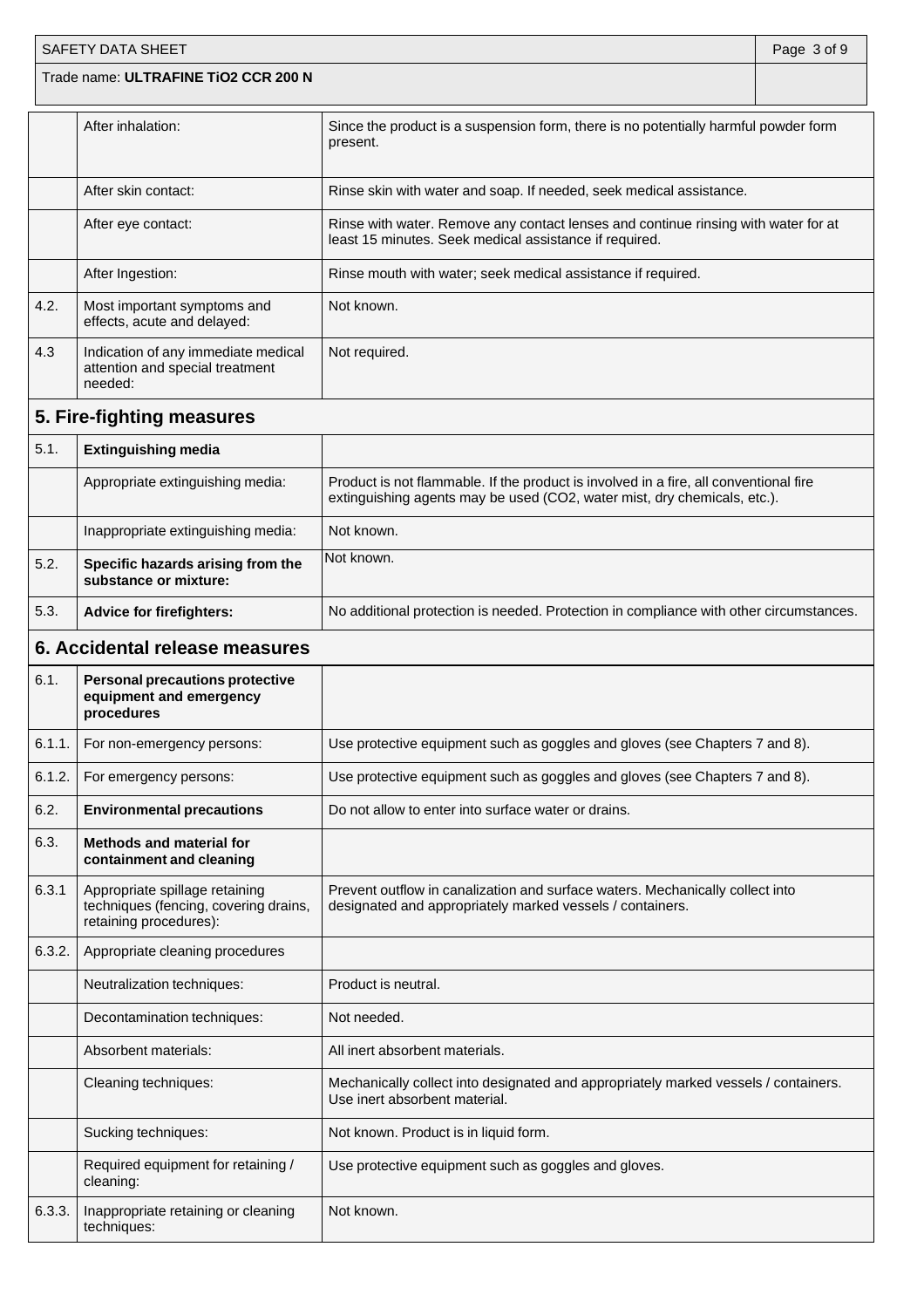| | | |
|---|---|---|
| | After inhalation: | Since the product is a suspension form, there is no potentially harmful powder form present. |
| | After skin contact: | Rinse skin with water and soap. If needed, seek medical assistance. |
| | After eye contact: | Rinse with water. Remove any contact lenses and continue rinsing with water for at least 15 minutes. Seek medical assistance if required. |
| | After Ingestion: | Rinse mouth with water; seek medical assistance if required. |
| 4.2. | Most important symptoms and effects, acute and delayed: | Not known. |
| 4.3 | Indication of any immediate medical attention and special treatment needed: | Not required. |

## 5. Fire-fighting measures

| | | |
|---|---|---|
| 5.1. | **Extinguishing media** | |
| | Appropriate extinguishing media: | Product is not flammable. If the product is involved in a fire, all conventional fire extinguishing agents may be used ($CO_2$, water mist, dry chemicals, etc.). |
| | Inappropriate extinguishing media: | Not known. |
| 5.2. | **Specific hazards arising from the substance or mixture:** | Not known. |
| 5.3. | **Advice for firefighters:** | No additional protection is needed. Protection in compliance with other circumstances. |

## 6. Accidental release measures

| | | |
|---|---|---|
| 6.1. | **Personal precautions protective equipment and emergency procedures** | |
| 6.1.1. | For non-emergency persons: | Use protective equipment such as goggles and gloves (see Chapters 7 and 8). |
| 6.1.2. | For emergency persons: | Use protective equipment such as goggles and gloves (see Chapters 7 and 8). |
| 6.2. | **Environmental precautions** | Do not allow to enter into surface water or drains. |
| 6.3. | **Methods and material for containment and cleaning** | |
| 6.3.1 | Appropriate spillage retaining techniques (fencing, covering drains, retaining procedures): | Prevent outflow in canalization and surface waters. Mechanically collect into designated and appropriately marked vessels / containers. |
| 6.3.2. | Appropriate cleaning procedures | |
| | Neutralization techniques: | Product is neutral. |
| | Decontamination techniques: | Not needed. |
| | Absorbent materials: | All inert absorbent materials. |
| | Cleaning techniques: | Mechanically collect into designated and appropriately marked vessels / containers. Use inert absorbent material. |
| | Sucking techniques: | Not known. Product is in liquid form. |
| | Required equipment for retaining / cleaning: | Use protective equipment such as goggles and gloves. |
| 6.3.3. | Inappropriate retaining or cleaning techniques: | Not known. |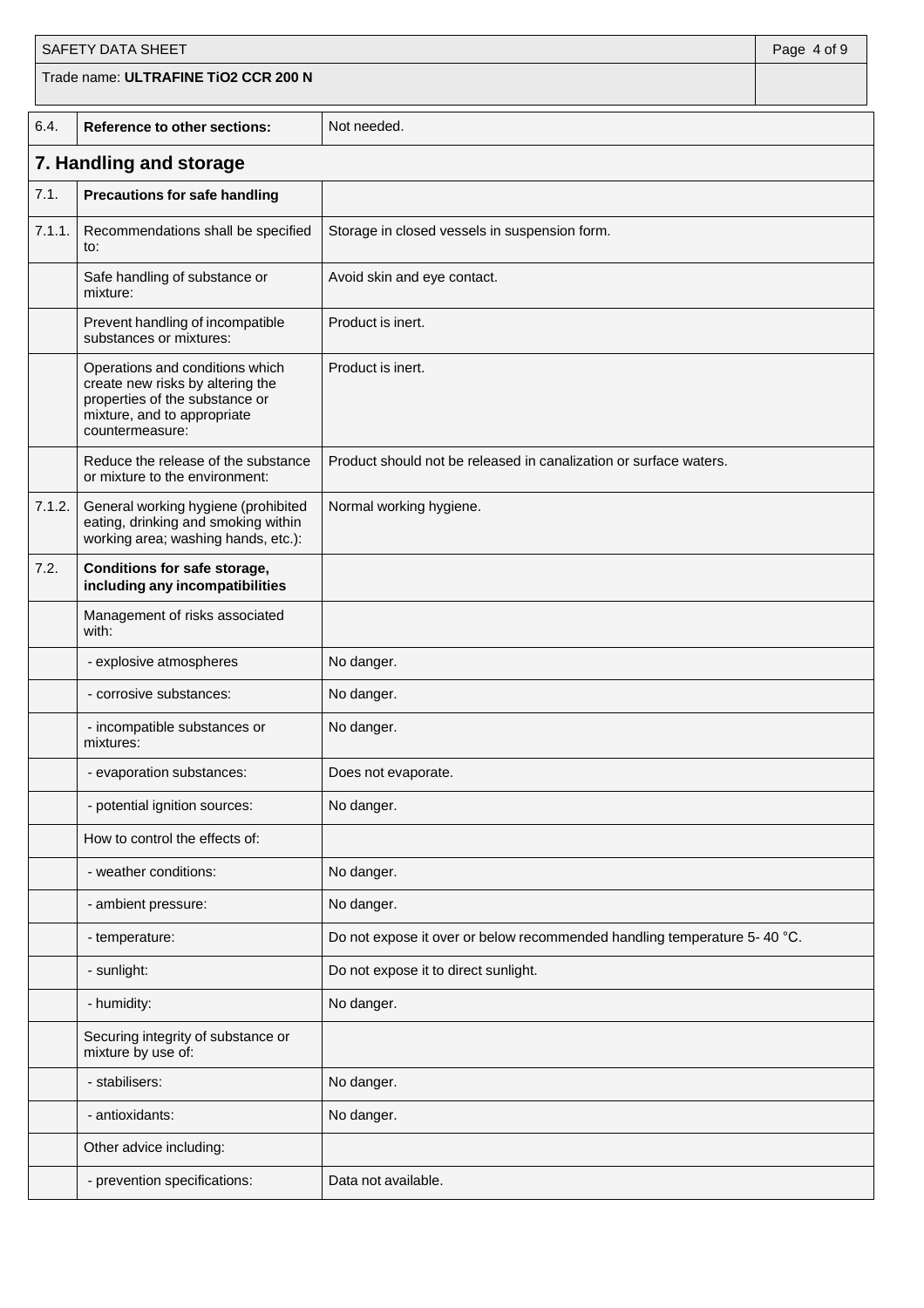| | | |
|---|---|---|
| 6.4. | **Reference to other sections:** | Not needed. |

## 7. Handling and storage

| | | |
|---|---|---|
| 7.1. | **Precautions for safe handling** | |
| 7.1.1. | Recommendations shall be specified to: | Storage in closed vessels in suspension form. |
| | Safe handling of substance or mixture: | Avoid skin and eye contact. |
| | Prevent handling of incompatible substances or mixtures: | Product is inert. |
| | Operations and conditions which create new risks by altering the properties of the substance or mixture, and to appropriate countermeasure: | Product is inert. |
| | Reduce the release of the substance or mixture to the environment: | Product should not be released in canalization or surface waters. |
| 7.1.2. | General working hygiene (prohibited eating, drinking and smoking within working area; washing hands, etc.): | Normal working hygiene. |
| 7.2. | **Conditions for safe storage, including any incompatibilities** | |
| | Management of risks associated with: | |
| | - explosive atmospheres | No danger. |
| | - corrosive substances: | No danger. |
| | - incompatible substances or mixtures: | No danger. |
| | - evaporation substances: | Does not evaporate. |
| | - potential ignition sources: | No danger. |
| | How to control the effects of: | |
| | - weather conditions: | No danger. |
| | - ambient pressure: | No danger. |
| | - temperature: | Do not expose it over or below recommended handling temperature 5- 40 °C. |
| | - sunlight: | Do not expose it to direct sunlight. |
| | - humidity: | No danger. |
| | Securing integrity of substance or mixture by use of: | |
| | - stabilisers: | No danger. |
| | - antioxidants: | No danger. |
| | Other advice including: | |
| | - prevention specifications: | Data not available. |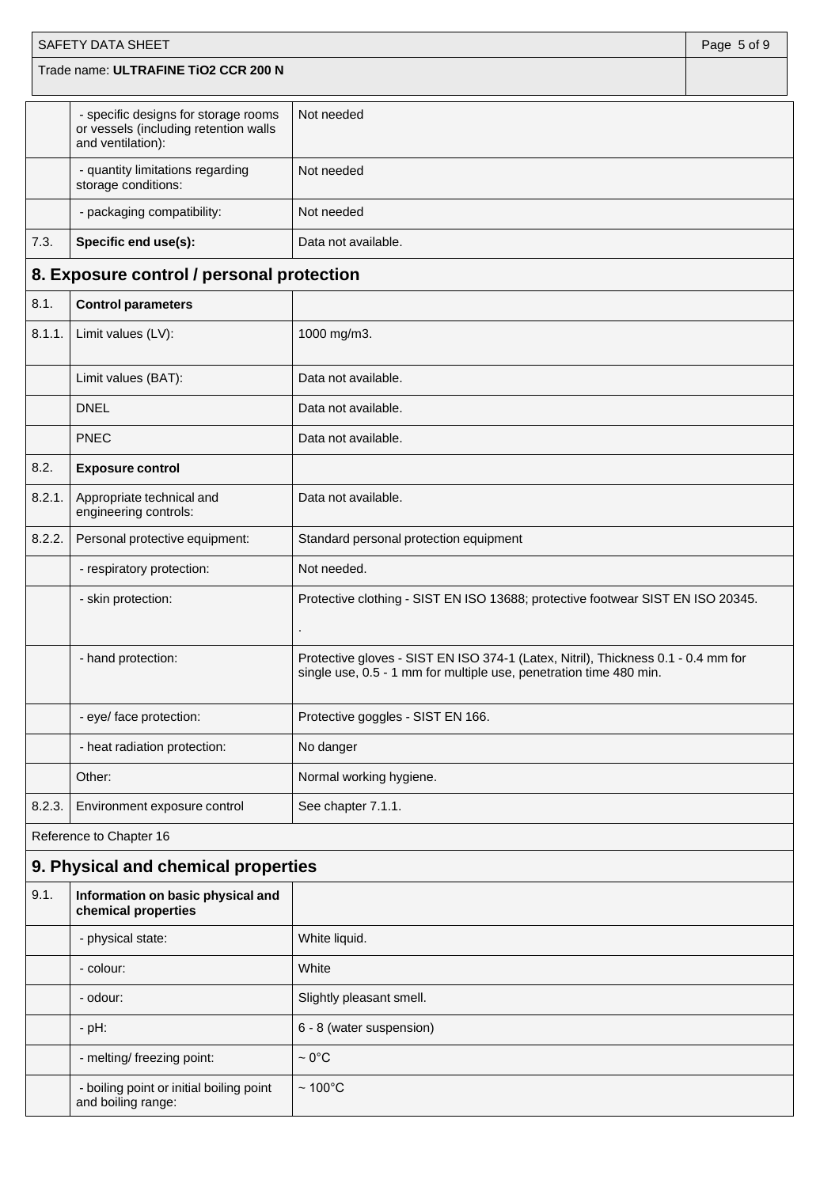| | | |
|---|---|---|
| | - specific designs for storage rooms or vessels (including retention walls and ventilation): | Not needed |
| | - quantity limitations regarding storage conditions: | Not needed |
| | - packaging compatibility: | Not needed |
| 7.3. | **Specific end use(s):** | Data not available. |

## 8. Exposure control / personal protection

| | | |
|---|---|---|
| 8.1. | **Control parameters** | |
| 8.1.1. | Limit values (LV): | 1000 mg/m3. |
| | Limit values (BAT): | Data not available. |
| | DNEL | Data not available. |
| | PNEC | Data not available. |
| 8.2. | **Exposure control** | |
| 8.2.1. | Appropriate technical and engineering controls: | Data not available. |
| 8.2.2. | Personal protective equipment: | Standard personal protection equipment |
| | - respiratory protection: | Not needed. |
| | - skin protection: | Protective clothing - SIST EN ISO 13688; protective footwear SIST EN ISO 20345. <br> . |
| | - hand protection: | Protective gloves - SIST EN ISO 374-1 (Latex, Nitril), Thickness 0.1 - 0.4 mm for single use, 0.5 - 1 mm for multiple use, penetration time 480 min. |
| | - eye/ face protection: | Protective goggles - SIST EN 166. |
| | - heat radiation protection: | No danger |
| | Other: | Normal working hygiene. |
| 8.2.3. | Environment exposure control | See chapter 7.1.1. |

Reference to Chapter 16

## 9. Physical and chemical properties

| | | |
|---|---|---|
| 9.1. | **Information on basic physical and chemical properties** | |
| | - physical state: | White liquid. |
| | - colour: | White |
| | - odour: | Slightly pleasant smell. |
| | - pH: | 6 - 8 (water suspension) |
| | - melting/ freezing point: | ~ 0°C |
| | - boiling point or initial boiling point and boiling range: | ~ 100°C |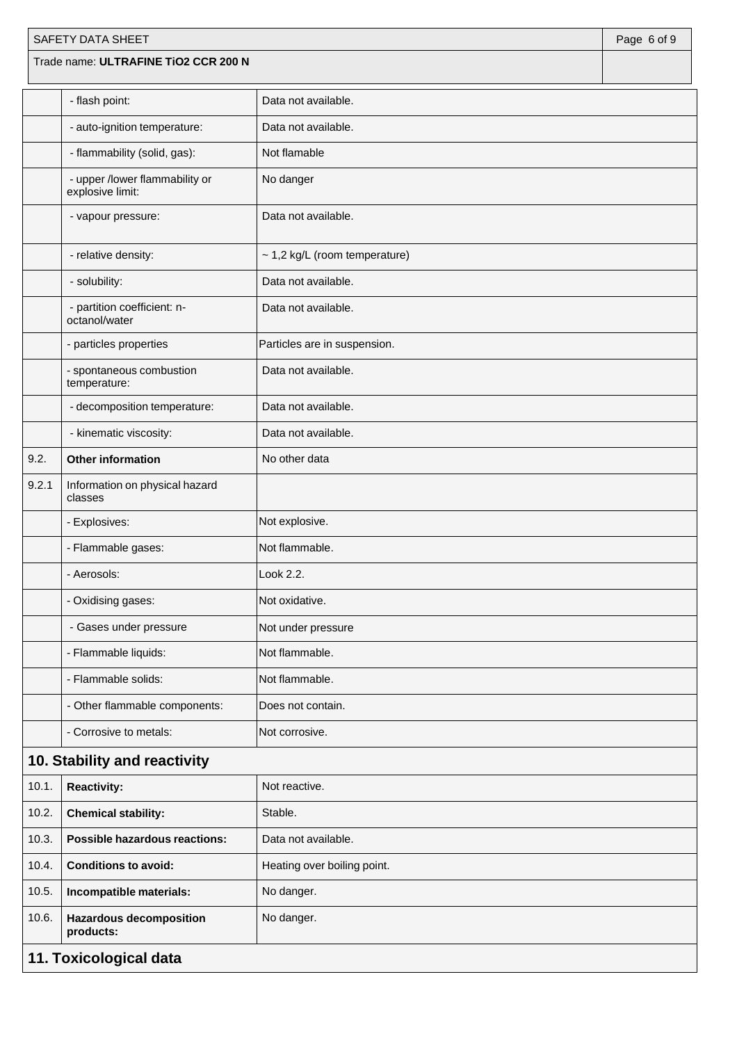| | | |
|---|---|---|
| | - flash point: | Data not available. |
| | - auto-ignition temperature: | Data not available. |
| | - flammability (solid, gas): | Not flamable |
| | - upper /lower flammability or explosive limit: | No danger |
| | - vapour pressure: | Data not available. |
| | - relative density: | ~ 1,2 kg/L (room temperature) |
| | - solubility: | Data not available. |
| | - partition coefficient: n-octanol/water | Data not available. |
| | - particles properties | Particles are in suspension. |
| | - spontaneous combustion temperature: | Data not available. |
| | - decomposition temperature: | Data not available. |
| | - kinematic viscosity: | Data not available. |
| 9.2. | **Other information** | No other data |
| 9.2.1 | Information on physical hazard classes | |
| | - Explosives: | Not explosive. |
| | - Flammable gases: | Not flammable. |
| | - Aerosols: | Look 2.2. |
| | - Oxidising gases: | Not oxidative. |
| | - Gases under pressure | Not under pressure |
| | - Flammable liquids: | Not flammable. |
| | - Flammable solids: | Not flammable. |
| | - Other flammable components: | Does not contain. |
| | - Corrosive to metals: | Not corrosive. |

## 10. Stability and reactivity

| | | |
|---|---|---|
| 10.1. | **Reactivity:** | Not reactive. |
| 10.2. | **Chemical stability:** | Stable. |
| 10.3. | **Possible hazardous reactions:** | Data not available. |
| 10.4. | **Conditions to avoid:** | Heating over boiling point. |
| 10.5. | **Incompatible materials:** | No danger. |
| 10.6. | **Hazardous decomposition products:** | No danger. |

## 11. Toxicological data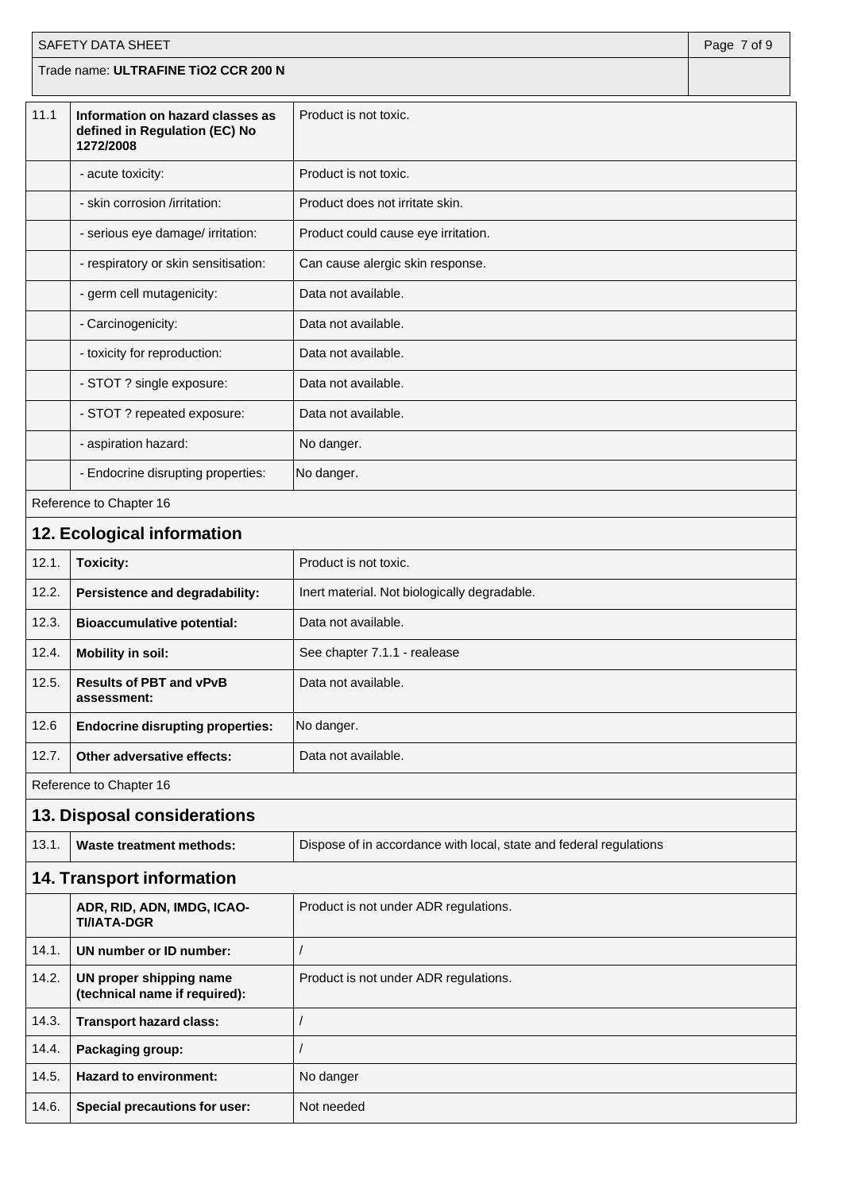| | | |
|---|---|---|
| 11.1 | **Information on hazard classes as defined in Regulation (EC) No 1272/2008** | Product is not toxic. |
| | - acute toxicity: | Product is not toxic. |
| | - skin corrosion /irritation: | Product does not irritate skin. |
| | - serious eye damage/ irritation: | Product could cause eye irritation. |
| | - respiratory or skin sensitisation: | Can cause alergic skin response. |
| | - germ cell mutagenicity: | Data not available. |
| | - Carcinogenicity: | Data not available. |
| | - toxicity for reproduction: | Data not available. |
| | - STOT ? single exposure: | Data not available. |
| | - STOT ? repeated exposure: | Data not available. |
| | - aspiration hazard: | No danger. |
| | - Endocrine disrupting properties: | No danger. |

Reference to Chapter 16

## 12. Ecological information

| | | |
|---|---|---|
| 12.1. | **Toxicity:** | Product is not toxic. |
| 12.2. | **Persistence and degradability:** | Inert material. Not biologically degradable. |
| 12.3. | **Bioaccumulative potential:** | Data not available. |
| 12.4. | **Mobility in soil:** | See chapter 7.1.1 - realease |
| 12.5. | **Results of PBT and vPvB assessment:** | Data not available. |
| 12.6 | **Endocrine disrupting properties:** | No danger. |
| 12.7. | **Other adversative effects:** | Data not available. |

Reference to Chapter 16

## 13. Disposal considerations

| | | |
|---|---|---|
| 13.1. | **Waste treatment methods:** | Dispose of in accordance with local, state and federal regulations |

## 14. Transport information

| | | |
|---|---|---|
| | **ADR, RID, ADN, IMDG, ICAO-TI/IATA-DGR** | Product is not under ADR regulations. |
| 14.1. | **UN number or ID number:** | / |
| 14.2. | **UN proper shipping name (technical name if required):** | Product is not under ADR regulations. |
| 14.3. | **Transport hazard class:** | / |
| 14.4. | **Packaging group:** | / |
| 14.5. | **Hazard to environment:** | No danger |
| 14.6. | **Special precautions for user:** | Not needed |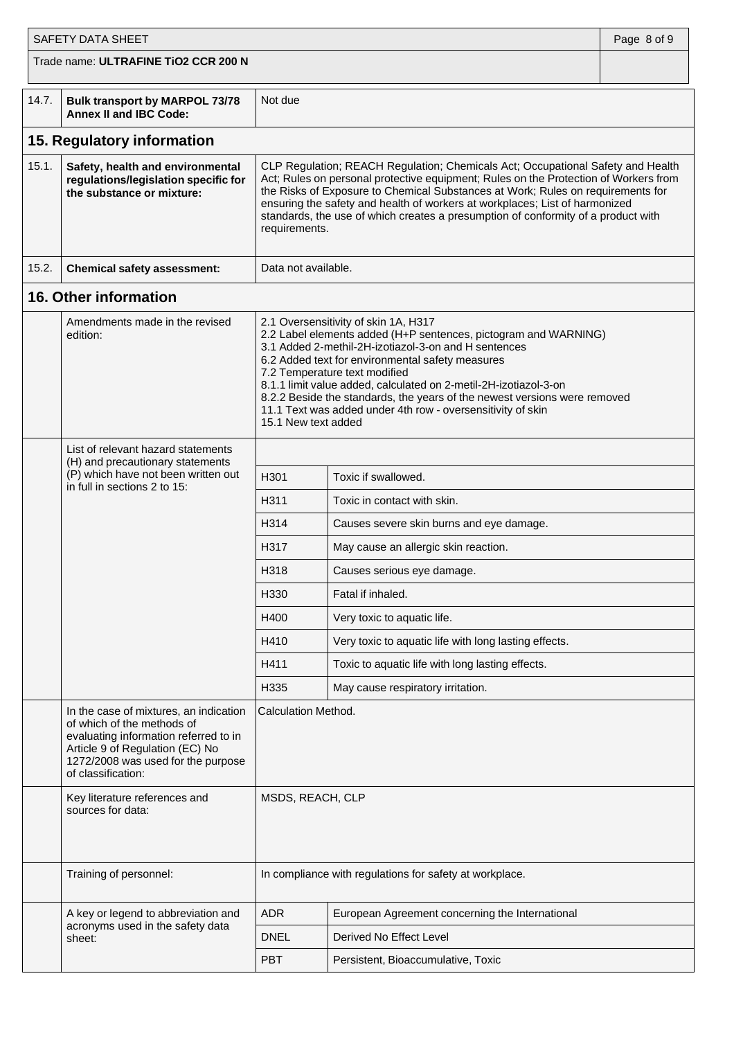| 14.7. | **Bulk transport by MARPOL 73/78 Annex II and IBC Code:** | Not due |
|---|---|---|

## 15. Regulatory information

| | | |
|---|---|---|
| 15.1. | **Safety, health and environmental regulations/legislation specific for the substance or mixture:** | CLP Regulation; REACH Regulation; Chemicals Act; Occupational Safety and Health Act; Rules on personal protective equipment; Rules on the Protection of Workers from the Risks of Exposure to Chemical Substances at Work; Rules on requirements for ensuring the safety and health of workers at workplaces; List of harmonized standards, the use of which creates a presumption of conformity of a product with requirements. |
| 15.2. | **Chemical safety assessment:** | Data not available. |

## 16. Other information

**Amendments made in the revised edition:**

2.1 Oversensitivity of skin 1A, H317
2.2 Label elements added (H+P sentences, pictogram and WARNING)
3.1 Added 2-methil-2H-izotiazol-3-on and H sentences
6.2 Added text for environmental safety measures
7.2 Temperature text modified
8.1.1 limit value added, calculated on 2-metil-2H-izotiazol-3-on
8.2.2 Beside the standards, the years of the newest versions were removed
11.1 Text was added under 4th row - oversensitivity of skin
15.1 New text added

**List of relevant hazard statements (H) and precautionary statements (P) which have not been written out in full in sections 2 to 15:**

| Code | Statement |
|---|---|
| H301 | Toxic if swallowed. |
| H311 | Toxic in contact with skin. |
| H314 | Causes severe skin burns and eye damage. |
| H317 | May cause an allergic skin reaction. |
| H318 | Causes serious eye damage. |
| H330 | Fatal if inhaled. |
| H400 | Very toxic to aquatic life. |
| H410 | Very toxic to aquatic life with long lasting effects. |
| H411 | Toxic to aquatic life with long lasting effects. |
| H335 | May cause respiratory irritation. |

| | |
|---|---|
| In the case of mixtures, an indication of which of the methods of evaluating information referred to in Article 9 of Regulation (EC) No 1272/2008 was used for the purpose of classification: | Calculation Method. |
| Key literature references and sources for data: | MSDS, REACH, CLP |
| Training of personnel: | In compliance with regulations for safety at workplace. |

**A key or legend to abbreviation and acronyms used in the safety data sheet:**

| Abbreviation | Meaning |
|---|---|
| ADR | European Agreement concerning the International |
| DNEL | Derived No Effect Level |
| PBT | Persistent, Bioaccumulative, Toxic |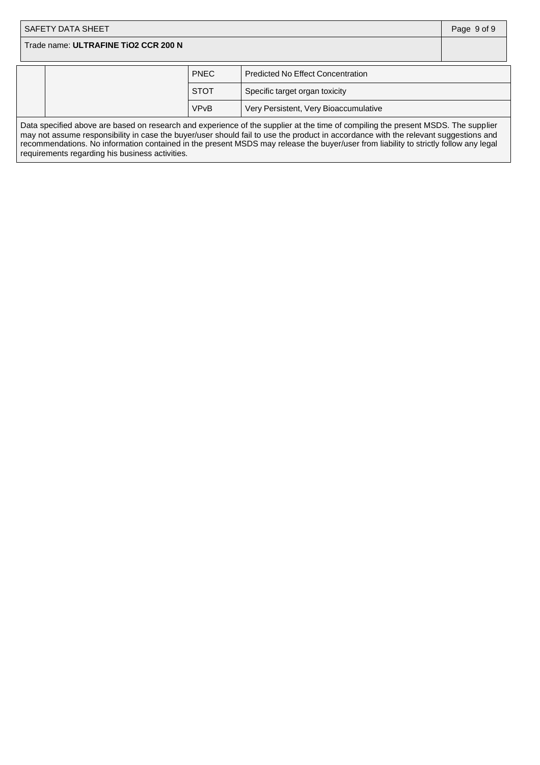| | | | |
|---|---|---|---|
| | | PNEC | Predicted No Effect Concentration |
| | | STOT | Specific target organ toxicity |
| | | VPvB | Very Persistent, Very Bioaccumulative |

Data specified above are based on research and experience of the supplier at the time of compiling the present MSDS. The supplier may not assume responsibility in case the buyer/user should fail to use the product in accordance with the relevant suggestions and recommendations. No information contained in the present MSDS may release the buyer/user from liability to strictly follow any legal requirements regarding his business activities.